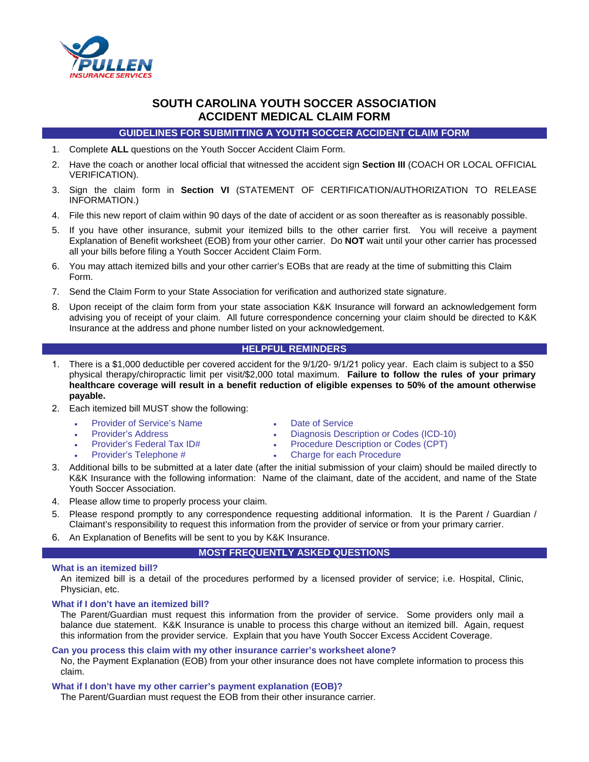PULLEN INSURANCE SERVICES

# SOUTH CAROLINA YOUTH SOCCER ASSOCIATION ACCIDENT MEDICAL CLAIM FORM

## GUIDELINES FOR SUBMITTING A YOUTH SOCCER ACCIDENT CLAIM FORM

1. Complete **ALL** questions on the Youth Soccer Accident Claim Form.
2. Have the coach or another local official that witnessed the accident sign **Section III** (COACH OR LOCAL OFFICIAL VERIFICATION).
3. Sign the claim form in **Section VI** (STATEMENT OF CERTIFICATION/AUTHORIZATION TO RELEASE INFORMATION.)
4. File this new report of claim within 90 days of the date of accident or as soon thereafter as is reasonably possible.
5. If you have other insurance, submit your itemized bills to the other carrier first. You will receive a payment Explanation of Benefit worksheet (EOB) from your other carrier. Do **NOT** wait until your other carrier has processed all your bills before filing a Youth Soccer Accident Claim Form.
6. You may attach itemized bills and your other carrier's EOBs that are ready at the time of submitting this Claim Form.
7. Send the Claim Form to your State Association for verification and authorized state signature.
8. Upon receipt of the claim form from your state association K&K Insurance will forward an acknowledgement form advising you of receipt of your claim. All future correspondence concerning your claim should be directed to K&K Insurance at the address and phone number listed on your acknowledgement.

## HELPFUL REMINDERS

1. There is a $1,000 deductible per covered accident for the 9/1/20- 9/1/21 policy year. Each claim is subject to a $50 physical therapy/chiropractic limit per visit/$2,000 total maximum. **Failure to follow the rules of your primary healthcare coverage will result in a benefit reduction of eligible expenses to 50% of the amount otherwise payable.**
2. Each itemized bill MUST show the following:
   - Provider of Service's Name
   - Provider's Address
   - Provider's Federal Tax ID#
   - Provider's Telephone #
   - Date of Service
   - Diagnosis Description or Codes (ICD-10)
   - Procedure Description or Codes (CPT)
   - Charge for each Procedure
3. Additional bills to be submitted at a later date (after the initial submission of your claim) should be mailed directly to K&K Insurance with the following information: Name of the claimant, date of the accident, and name of the State Youth Soccer Association.
4. Please allow time to properly process your claim.
5. Please respond promptly to any correspondence requesting additional information. It is the Parent / Guardian / Claimant's responsibility to request this information from the provider of service or from your primary carrier.
6. An Explanation of Benefits will be sent to you by K&K Insurance.

## MOST FREQUENTLY ASKED QUESTIONS

### What is an itemized bill?

An itemized bill is a detail of the procedures performed by a licensed provider of service; i.e. Hospital, Clinic, Physician, etc.

### What if I don't have an itemized bill?

The Parent/Guardian must request this information from the provider of service. Some providers only mail a balance due statement. K&K Insurance is unable to process this charge without an itemized bill. Again, request this information from the provider service. Explain that you have Youth Soccer Excess Accident Coverage.

### Can you process this claim with my other insurance carrier's worksheet alone?

No, the Payment Explanation (EOB) from your other insurance does not have complete information to process this claim.

### What if I don't have my other carrier's payment explanation (EOB)?

The Parent/Guardian must request the EOB from their other insurance carrier.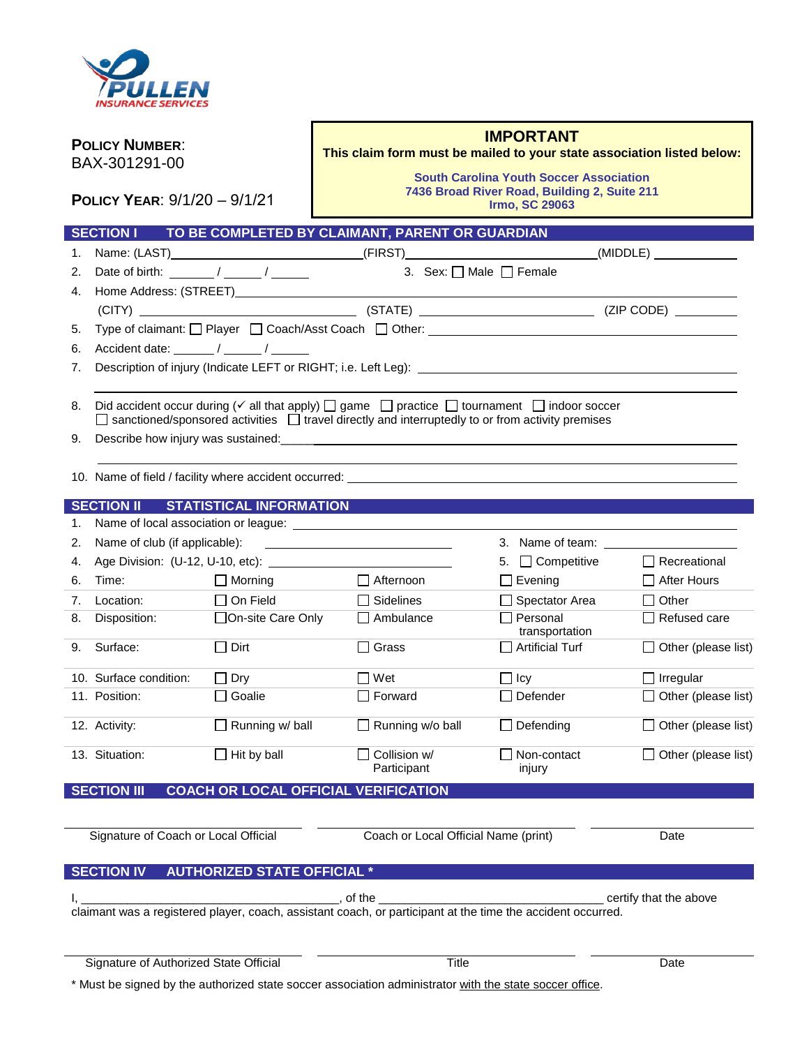PULLEN INSURANCE SERVICES

**POLICY NUMBER**: BAX-301291-00

**POLICY YEAR**: 9/1/20 – 9/1/21

**IMPORTANT**

**This claim form must be mailed to your state association listed below:**

**South Carolina Youth Soccer Association**
**7436 Broad River Road, Building 2, Suite 211**
**Irmo, SC 29063**

## SECTION I TO BE COMPLETED BY CLAIMANT, PARENT OR GUARDIAN

1. Name: (LAST)\_\_\_\_\_\_\_\_\_\_\_\_\_\_\_\_(FIRST)\_\_\_\_\_\_\_\_\_\_\_\_\_\_\_\_(MIDDLE) \_\_\_\_\_\_\_\_
2. Date of birth: \_\_\_\_\_ / \_\_\_\_\_ / \_\_\_\_\_ 3. Sex: ☐ Male ☐ Female
4. Home Address: (STREET)\_\_\_\_\_\_\_\_\_\_\_\_\_\_\_\_\_\_\_\_\_\_\_\_\_\_\_\_\_\_
   (CITY) \_\_\_\_\_\_\_\_\_\_\_\_\_\_\_\_ (STATE) \_\_\_\_\_\_\_\_\_\_\_\_\_\_ (ZIP CODE) \_\_\_\_\_\_\_\_
5. Type of claimant: ☐ Player ☐ Coach/Asst Coach ☐ Other: \_\_\_\_\_\_\_\_\_\_\_\_\_\_\_\_
6. Accident date: \_\_\_\_\_ / \_\_\_\_\_ / \_\_\_\_\_
7. Description of injury (Indicate LEFT or RIGHT; i.e. Left Leg): \_\_\_\_\_\_\_\_\_\_\_\_\_\_\_\_
8. Did accident occur during (✓ all that apply) ☐ game ☐ practice ☐ tournament ☐ indoor soccer ☐ sanctioned/sponsored activities ☐ travel directly and interruptedly to or from activity premises
9. Describe how injury was sustained:\_\_\_\_\_\_\_\_\_\_\_\_\_\_\_\_\_\_\_\_\_\_\_\_\_\_\_\_\_\_
10. Name of field / facility where accident occurred: \_\_\_\_\_\_\_\_\_\_\_\_\_\_\_\_\_\_\_\_\_\_\_\_

## SECTION II STATISTICAL INFORMATION

1. Name of local association or league: \_\_\_\_\_\_\_\_\_\_\_\_\_\_\_\_\_\_\_\_\_\_\_\_
2. Name of club (if applicable): \_\_\_\_\_\_\_\_\_\_\_\_\_\_\_\_ 3. Name of team: \_\_\_\_\_\_\_\_\_\_\_\_\_\_\_\_
4. Age Division: (U-12, U-10, etc): \_\_\_\_\_\_\_\_\_\_\_\_\_\_\_\_ 5. ☐ Competitive ☐ Recreational

| | | | | |
|---|---|---|---|---|
| 6. Time: | ☐ Morning | ☐ Afternoon | ☐ Evening | ☐ After Hours |
| 7. Location: | ☐ On Field | ☐ Sidelines | ☐ Spectator Area | ☐ Other |
| 8. Disposition: | ☐ On-site Care Only | ☐ Ambulance | ☐ Personal transportation | ☐ Refused care |
| 9. Surface: | ☐ Dirt | ☐ Grass | ☐ Artificial Turf | ☐ Other (please list) |
| 10. Surface condition: | ☐ Dry | ☐ Wet | ☐ Icy | ☐ Irregular |
| 11. Position: | ☐ Goalie | ☐ Forward | ☐ Defender | ☐ Other (please list) |
| 12. Activity: | ☐ Running w/ ball | ☐ Running w/o ball | ☐ Defending | ☐ Other (please list) |
| 13. Situation: | ☐ Hit by ball | ☐ Collision w/ Participant | ☐ Non-contact injury | ☐ Other (please list) |

## SECTION III COACH OR LOCAL OFFICIAL VERIFICATION

\_\_\_\_\_\_\_\_\_\_\_\_\_\_\_\_ \_\_\_\_\_\_\_\_\_\_\_\_\_\_\_\_ \_\_\_\_\_\_\_\_\_\_\_\_

Signature of Coach or Local Official | Coach or Local Official Name (print) | Date

## SECTION IV AUTHORIZED STATE OFFICIAL *

I, \_\_\_\_\_\_\_\_\_\_\_\_\_\_\_\_\_\_\_\_\_\_\_\_, of the \_\_\_\_\_\_\_\_\_\_\_\_\_\_\_\_\_\_\_\_\_\_ certify that the above claimant was a registered player, coach, assistant coach, or participant at the time the accident occurred.

\_\_\_\_\_\_\_\_\_\_\_\_\_\_\_\_ \_\_\_\_\_\_\_\_\_\_\_\_\_\_\_\_ \_\_\_\_\_\_\_\_\_\_\_\_

Signature of Authorized State Official | Title | Date

\* Must be signed by the authorized state soccer association administrator with the state soccer office.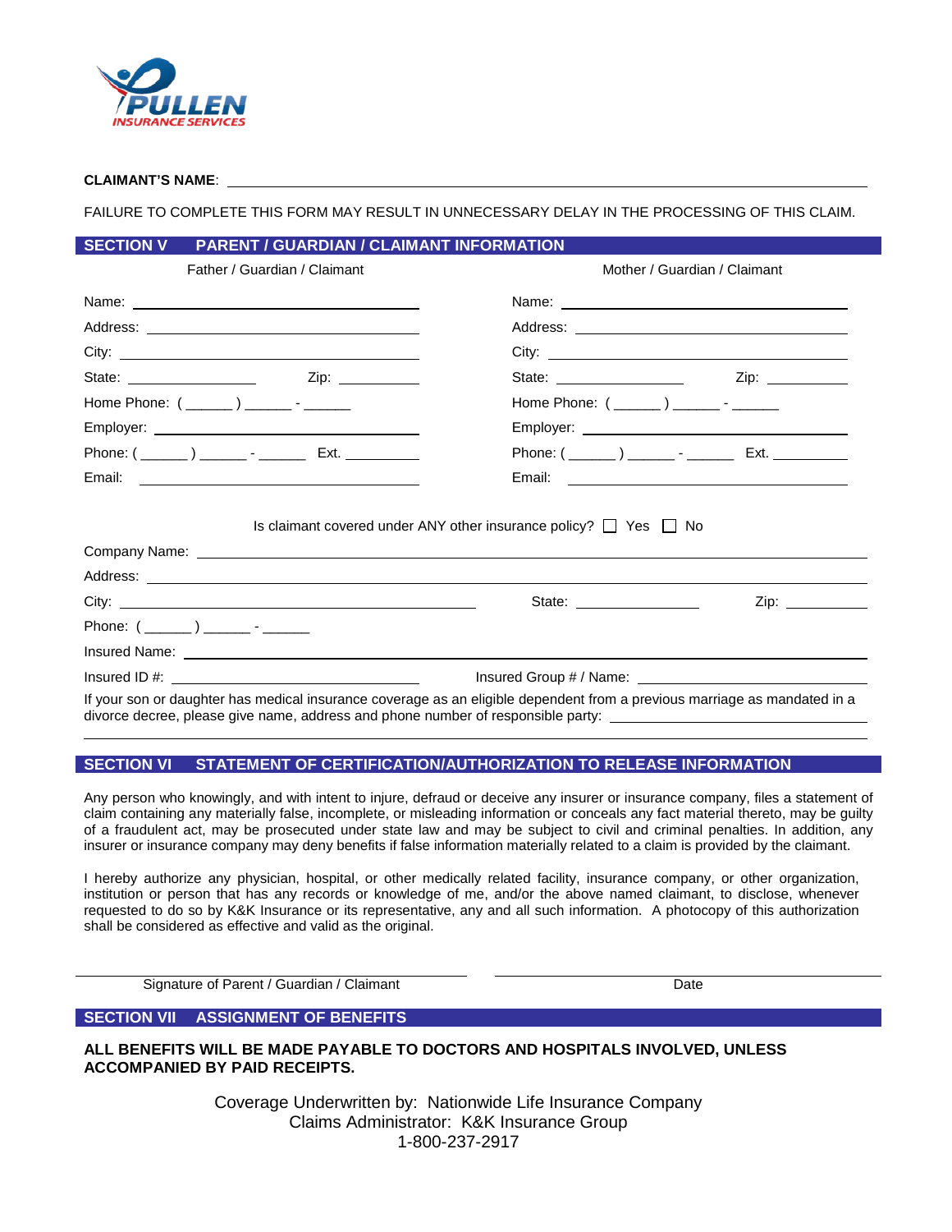PULLEN INSURANCE SERVICES

**CLAIMANT'S NAME**: ____________________________________________

FAILURE TO COMPLETE THIS FORM MAY RESULT IN UNNECESSARY DELAY IN THE PROCESSING OF THIS CLAIM.

## SECTION V PARENT / GUARDIAN / CLAIMANT INFORMATION

| Father / Guardian / Claimant | Mother / Guardian / Claimant |
|---|---|
| Name: ____________________ | Name: ____________________ |
| Address: ____________________ | Address: ____________________ |
| City: ____________________ | City: ____________________ |
| State: __________ Zip: ________ | State: __________ Zip: ________ |
| Home Phone: ( ______ ) ______ - ______ | Home Phone: ( ______ ) ______ - ______ |
| Employer: ____________________ | Employer: ____________________ |
| Phone: ( ______ ) ______ - ______ Ext. ________ | Phone: ( ______ ) ______ - ______ Ext. ________ |
| Email: ____________________ | Email: ____________________ |

Is claimant covered under ANY other insurance policy? ☐ Yes ☐ No

Company Name: ____________________________________________

Address: ____________________________________________

City: ______________________ State: ______________ Zip: __________

Phone: ( ______ ) ______ - ______

Insured Name: ____________________________________________

Insured ID #: ______________________ Insured Group # / Name: ______________________

If your son or daughter has medical insurance coverage as an eligible dependent from a previous marriage as mandated in a divorce decree, please give name, address and phone number of responsible party: ______________________

## SECTION VI STATEMENT OF CERTIFICATION/AUTHORIZATION TO RELEASE INFORMATION

Any person who knowingly, and with intent to injure, defraud or deceive any insurer or insurance company, files a statement of claim containing any materially false, incomplete, or misleading information or conceals any fact material thereto, may be guilty of a fraudulent act, may be prosecuted under state law and may be subject to civil and criminal penalties. In addition, any insurer or insurance company may deny benefits if false information materially related to a claim is provided by the claimant.

I hereby authorize any physician, hospital, or other medically related facility, insurance company, or other organization, institution or person that has any records or knowledge of me, and/or the above named claimant, to disclose, whenever requested to do so by K&K Insurance or its representative, any and all such information. A photocopy of this authorization shall be considered as effective and valid as the original.

______________________________ ______________________________

Signature of Parent / Guardian / Claimant Date

## SECTION VII ASSIGNMENT OF BENEFITS

**ALL BENEFITS WILL BE MADE PAYABLE TO DOCTORS AND HOSPITALS INVOLVED, UNLESS ACCOMPANIED BY PAID RECEIPTS.**

Coverage Underwritten by: Nationwide Life Insurance Company
Claims Administrator: K&K Insurance Group
1-800-237-2917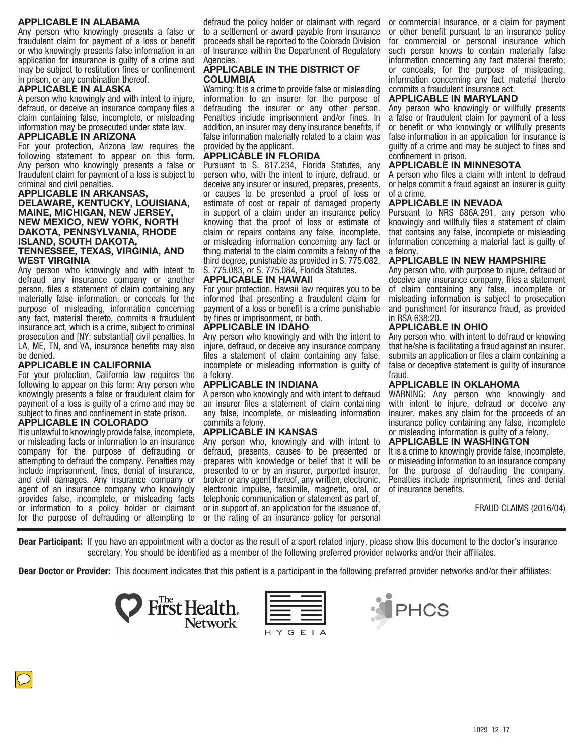### APPLICABLE IN ALABAMA

Any person who knowingly presents a false or fraudulent claim for payment of a loss or benefit or who knowingly presents false information in an application for insurance is guilty of a crime and may be subject to restitution fines or confinement in prison, or any combination thereof.

### APPLICABLE IN ALASKA

A person who knowingly and with intent to injure, defraud, or deceive an insurance company files a claim containing false, incomplete, or misleading information may be prosecuted under state law.

### APPLICABLE IN ARIZONA

For your protection, Arizona law requires the following statement to appear on this form. Any person who knowingly presents a false or fraudulent claim for payment of a loss is subject to criminal and civil penalties.

### APPLICABLE IN ARKANSAS, DELAWARE, KENTUCKY, LOUISIANA, MAINE, MICHIGAN, NEW JERSEY, NEW MEXICO, NEW YORK, NORTH DAKOTA, PENNSYLVANIA, RHODE ISLAND, SOUTH DAKOTA, TENNESSEE, TEXAS, VIRGINIA, AND WEST VIRGINIA

Any person who knowingly and with intent to defraud any insurance company or another person, files a statement of claim containing any materially false information, or conceals for the purpose of misleading, information concerning any fact, material thereto, commits a fraudulent insurance act, which is a crime, subject to criminal prosecution and [NY: substantial] civil penalties. In LA, ME, TN, and VA, insurance benefits may also be denied.

### APPLICABLE IN CALIFORNIA

For your protection, California law requires the following to appear on this form: Any person who knowingly presents a false or fraudulent claim for payment of a loss is guilty of a crime and may be subject to fines and confinement in state prison.

### APPLICABLE IN COLORADO

It is unlawful to knowingly provide false, incomplete, or misleading facts or information to an insurance company for the purpose of defrauding or attempting to defraud the company. Penalties may include imprisonment, fines, denial of insurance, and civil damages. Any insurance company or agent of an insurance company who knowingly provides false, incomplete, or misleading facts or information to a policy holder or claimant for the purpose of defrauding or attempting to defraud the policy holder or claimant with regard to a settlement or award payable from insurance proceeds shall be reported to the Colorado Division of Insurance within the Department of Regulatory Agencies.

### APPLICABLE IN THE DISTRICT OF COLUMBIA

Warning: It is a crime to provide false or misleading information to an insurer for the purpose of defrauding the insurer or any other person. Penalties include imprisonment and/or fines. In addition, an insurer may deny insurance benefits, if false information materially related to a claim was provided by the applicant.

### APPLICABLE IN FLORIDA

Pursuant to S. 817.234, Florida Statutes, any person who, with the intent to injure, defraud, or deceive any insurer or insured, prepares, presents, or causes to be presented a proof of loss or estimate of cost or repair of damaged property in support of a claim under an insurance policy knowing that the proof of loss or estimate of claim or repairs contains any false, incomplete, or misleading information concerning any fact or thing material to the claim commits a felony of the third degree, punishable as provided in S. 775.082, S. 775.083, or S. 775.084, Florida Statutes.

### APPLICABLE IN HAWAII

For your protection, Hawaii law requires you to be informed that presenting a fraudulent claim for payment of a loss or benefit is a crime punishable by fines or imprisonment, or both.

### APPLICABLE IN IDAHO

Any person who knowingly and with the intent to injure, defraud, or deceive any insurance company files a statement of claim containing any false, incomplete or misleading information is guilty of a felony.

### APPLICABLE IN INDIANA

A person who knowingly and with intent to defraud an insurer files a statement of claim containing any false, incomplete, or misleading information commits a felony.

### APPLICABLE IN KANSAS

Any person who, knowingly and with intent to defraud, presents, causes to be presented or prepares with knowledge or belief that it will be presented to or by an insurer, purported insurer, broker or any agent thereof, any written, electronic, electronic impulse, facsimile, magnetic, oral, or telephonic communication or statement as part of, or in support of, an application for the issuance of, or the rating of an insurance policy for personal or commercial insurance, or a claim for payment or other benefit pursuant to an insurance policy for commercial or personal insurance which such person knows to contain materially false information concerning any fact material thereto; or conceals, for the purpose of misleading, information concerning any fact material thereto commits a fraudulent insurance act.

### APPLICABLE IN MARYLAND

Any person who knowingly or willfully presents a false or fraudulent claim for payment of a loss or benefit or who knowingly or willfully presents false information in an application for insurance is guilty of a crime and may be subject to fines and confinement in prison.

### APPLICABLE IN MINNESOTA

A person who files a claim with intent to defraud or helps commit a fraud against an insurer is guilty of a crime.

### APPLICABLE IN NEVADA

Pursuant to NRS 686A.291, any person who knowingly and willfully files a statement of claim that contains any false, incomplete or misleading information concerning a material fact is guilty of a felony.

### APPLICABLE IN NEW HAMPSHIRE

Any person who, with purpose to injure, defraud or deceive any insurance company, files a statement of claim containing any false, incomplete or misleading information is subject to prosecution and punishment for insurance fraud, as provided in RSA 638:20.

### APPLICABLE IN OHIO

Any person who, with intent to defraud or knowing that he/she is facilitating a fraud against an insurer, submits an application or files a claim containing a false or deceptive statement is guilty of insurance fraud.

### APPLICABLE IN OKLAHOMA

WARNING: Any person who knowingly and with intent to injure, defraud or deceive any insurer, makes any claim for the proceeds of an insurance policy containing any false, incomplete or misleading information is guilty of a felony.

### APPLICABLE IN WASHINGTON

It is a crime to knowingly provide false, incomplete, or misleading information to an insurance company for the purpose of defrauding the company. Penalties include imprisonment, fines and denial of insurance benefits.

FRAUD CLAIMS (2016/04)

---

**Dear Participant:** If you have an appointment with a doctor as the result of a sport related injury, please show this document to the doctor's insurance secretary. You should be identified as a member of the following preferred provider networks and/or their affiliates.

**Dear Doctor or Provider:** This document indicates that this patient is a participant in the following preferred provider networks and/or their affiliates:

The First Health Network

HYGEIA

PHCS

1029_12_17